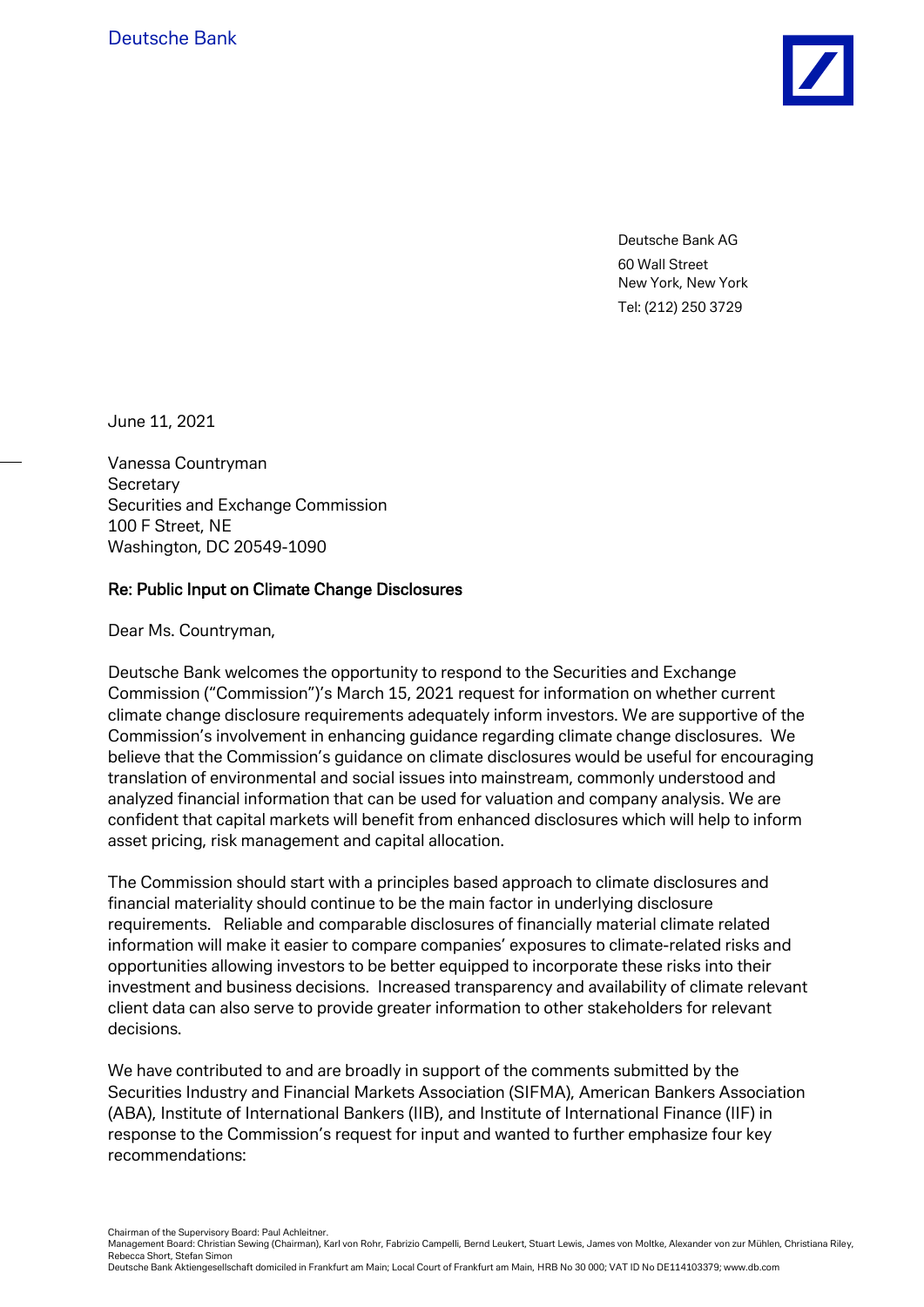Deutsche Bank

Deutsche Bank AG
60 Wall Street
New York, New York
Tel: (212) 250 3729

June 11, 2021

Vanessa Countryman
Secretary
Securities and Exchange Commission
100 F Street, NE
Washington, DC 20549-1090

**Re: Public Input on Climate Change Disclosures**

Dear Ms. Countryman,

Deutsche Bank welcomes the opportunity to respond to the Securities and Exchange Commission ("Commission")'s March 15, 2021 request for information on whether current climate change disclosure requirements adequately inform investors. We are supportive of the Commission's involvement in enhancing guidance regarding climate change disclosures. We believe that the Commission's guidance on climate disclosures would be useful for encouraging translation of environmental and social issues into mainstream, commonly understood and analyzed financial information that can be used for valuation and company analysis. We are confident that capital markets will benefit from enhanced disclosures which will help to inform asset pricing, risk management and capital allocation.

The Commission should start with a principles based approach to climate disclosures and financial materiality should continue to be the main factor in underlying disclosure requirements. Reliable and comparable disclosures of financially material climate related information will make it easier to compare companies' exposures to climate-related risks and opportunities allowing investors to be better equipped to incorporate these risks into their investment and business decisions. Increased transparency and availability of climate relevant client data can also serve to provide greater information to other stakeholders for relevant decisions.

We have contributed to and are broadly in support of the comments submitted by the Securities Industry and Financial Markets Association (SIFMA), American Bankers Association (ABA), Institute of International Bankers (IIB), and Institute of International Finance (IIF) in response to the Commission's request for input and wanted to further emphasize four key recommendations:

Chairman of the Supervisory Board: Paul Achleitner.
Management Board: Christian Sewing (Chairman), Karl von Rohr, Fabrizio Campelli, Bernd Leukert, Stuart Lewis, James von Moltke, Alexander von zur Mühlen, Christiana Riley, Rebecca Short, Stefan Simon
Deutsche Bank Aktiengesellschaft domiciled in Frankfurt am Main; Local Court of Frankfurt am Main, HRB No 30 000; VAT ID No DE114103379; www.db.com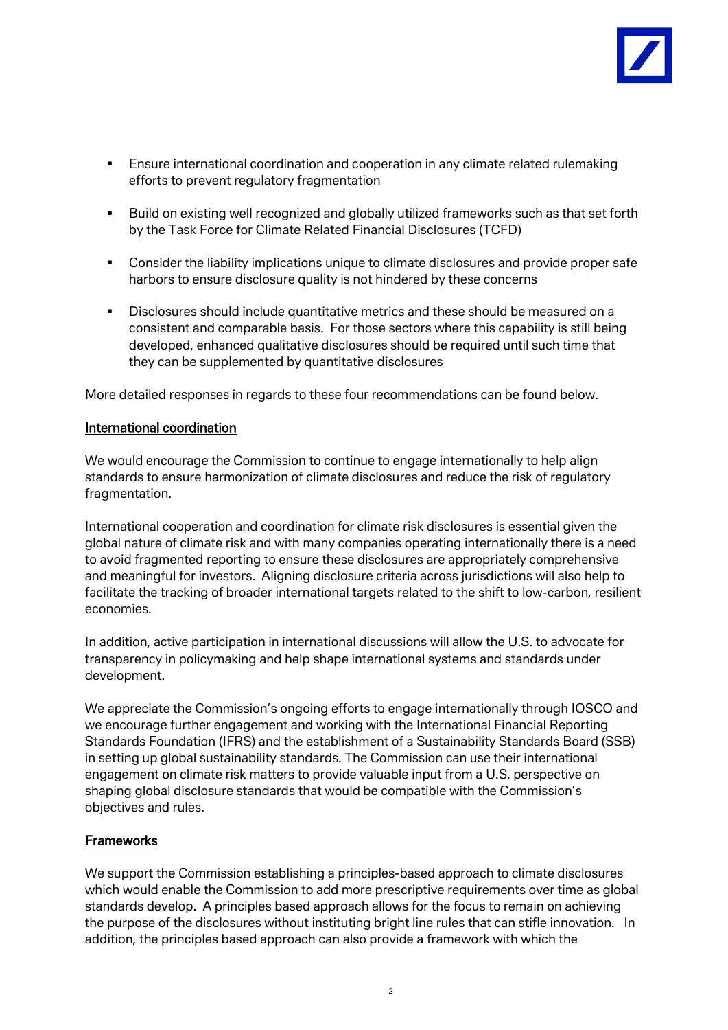- Ensure international coordination and cooperation in any climate related rulemaking efforts to prevent regulatory fragmentation
- Build on existing well recognized and globally utilized frameworks such as that set forth by the Task Force for Climate Related Financial Disclosures (TCFD)
- Consider the liability implications unique to climate disclosures and provide proper safe harbors to ensure disclosure quality is not hindered by these concerns
- Disclosures should include quantitative metrics and these should be measured on a consistent and comparable basis. For those sectors where this capability is still being developed, enhanced qualitative disclosures should be required until such time that they can be supplemented by quantitative disclosures

More detailed responses in regards to these four recommendations can be found below.

## International coordination

We would encourage the Commission to continue to engage internationally to help align standards to ensure harmonization of climate disclosures and reduce the risk of regulatory fragmentation.

International cooperation and coordination for climate risk disclosures is essential given the global nature of climate risk and with many companies operating internationally there is a need to avoid fragmented reporting to ensure these disclosures are appropriately comprehensive and meaningful for investors. Aligning disclosure criteria across jurisdictions will also help to facilitate the tracking of broader international targets related to the shift to low-carbon, resilient economies.

In addition, active participation in international discussions will allow the U.S. to advocate for transparency in policymaking and help shape international systems and standards under development.

We appreciate the Commission's ongoing efforts to engage internationally through IOSCO and we encourage further engagement and working with the International Financial Reporting Standards Foundation (IFRS) and the establishment of a Sustainability Standards Board (SSB) in setting up global sustainability standards. The Commission can use their international engagement on climate risk matters to provide valuable input from a U.S. perspective on shaping global disclosure standards that would be compatible with the Commission's objectives and rules.

## Frameworks

We support the Commission establishing a principles-based approach to climate disclosures which would enable the Commission to add more prescriptive requirements over time as global standards develop. A principles based approach allows for the focus to remain on achieving the purpose of the disclosures without instituting bright line rules that can stifle innovation. In addition, the principles based approach can also provide a framework with which the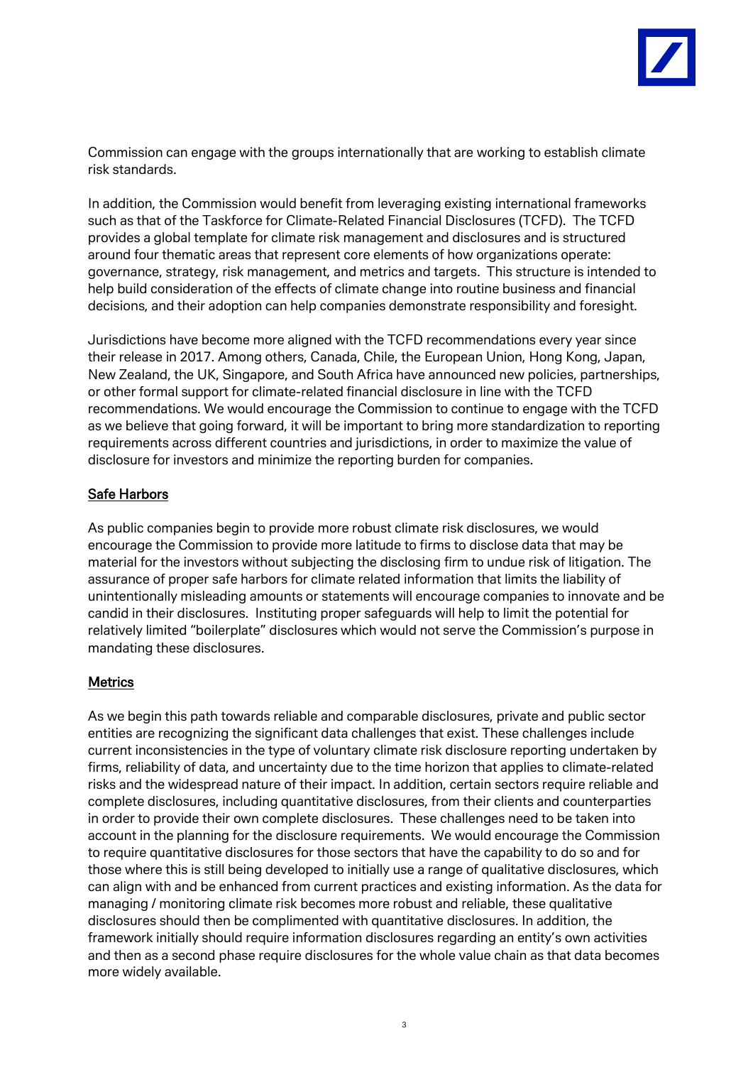Commission can engage with the groups internationally that are working to establish climate risk standards.

In addition, the Commission would benefit from leveraging existing international frameworks such as that of the Taskforce for Climate-Related Financial Disclosures (TCFD). The TCFD provides a global template for climate risk management and disclosures and is structured around four thematic areas that represent core elements of how organizations operate: governance, strategy, risk management, and metrics and targets. This structure is intended to help build consideration of the effects of climate change into routine business and financial decisions, and their adoption can help companies demonstrate responsibility and foresight.

Jurisdictions have become more aligned with the TCFD recommendations every year since their release in 2017. Among others, Canada, Chile, the European Union, Hong Kong, Japan, New Zealand, the UK, Singapore, and South Africa have announced new policies, partnerships, or other formal support for climate-related financial disclosure in line with the TCFD recommendations. We would encourage the Commission to continue to engage with the TCFD as we believe that going forward, it will be important to bring more standardization to reporting requirements across different countries and jurisdictions, in order to maximize the value of disclosure for investors and minimize the reporting burden for companies.

## Safe Harbors

As public companies begin to provide more robust climate risk disclosures, we would encourage the Commission to provide more latitude to firms to disclose data that may be material for the investors without subjecting the disclosing firm to undue risk of litigation. The assurance of proper safe harbors for climate related information that limits the liability of unintentionally misleading amounts or statements will encourage companies to innovate and be candid in their disclosures. Instituting proper safeguards will help to limit the potential for relatively limited "boilerplate" disclosures which would not serve the Commission's purpose in mandating these disclosures.

## Metrics

As we begin this path towards reliable and comparable disclosures, private and public sector entities are recognizing the significant data challenges that exist. These challenges include current inconsistencies in the type of voluntary climate risk disclosure reporting undertaken by firms, reliability of data, and uncertainty due to the time horizon that applies to climate-related risks and the widespread nature of their impact. In addition, certain sectors require reliable and complete disclosures, including quantitative disclosures, from their clients and counterparties in order to provide their own complete disclosures. These challenges need to be taken into account in the planning for the disclosure requirements. We would encourage the Commission to require quantitative disclosures for those sectors that have the capability to do so and for those where this is still being developed to initially use a range of qualitative disclosures, which can align with and be enhanced from current practices and existing information. As the data for managing / monitoring climate risk becomes more robust and reliable, these qualitative disclosures should then be complimented with quantitative disclosures. In addition, the framework initially should require information disclosures regarding an entity's own activities and then as a second phase require disclosures for the whole value chain as that data becomes more widely available.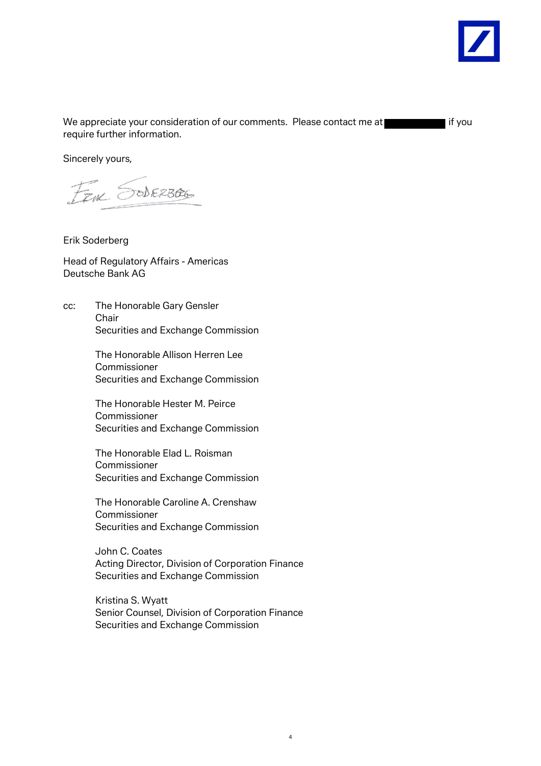We appreciate your consideration of our comments. Please contact me at [redacted] if you require further information.

Sincerely yours,

Erik Soderberg

Head of Regulatory Affairs - Americas
Deutsche Bank AG

cc: The Honorable Gary Gensler
Chair
Securities and Exchange Commission

The Honorable Allison Herren Lee
Commissioner
Securities and Exchange Commission

The Honorable Hester M. Peirce
Commissioner
Securities and Exchange Commission

The Honorable Elad L. Roisman
Commissioner
Securities and Exchange Commission

The Honorable Caroline A. Crenshaw
Commissioner
Securities and Exchange Commission

John C. Coates
Acting Director, Division of Corporation Finance
Securities and Exchange Commission

Kristina S. Wyatt
Senior Counsel, Division of Corporation Finance
Securities and Exchange Commission